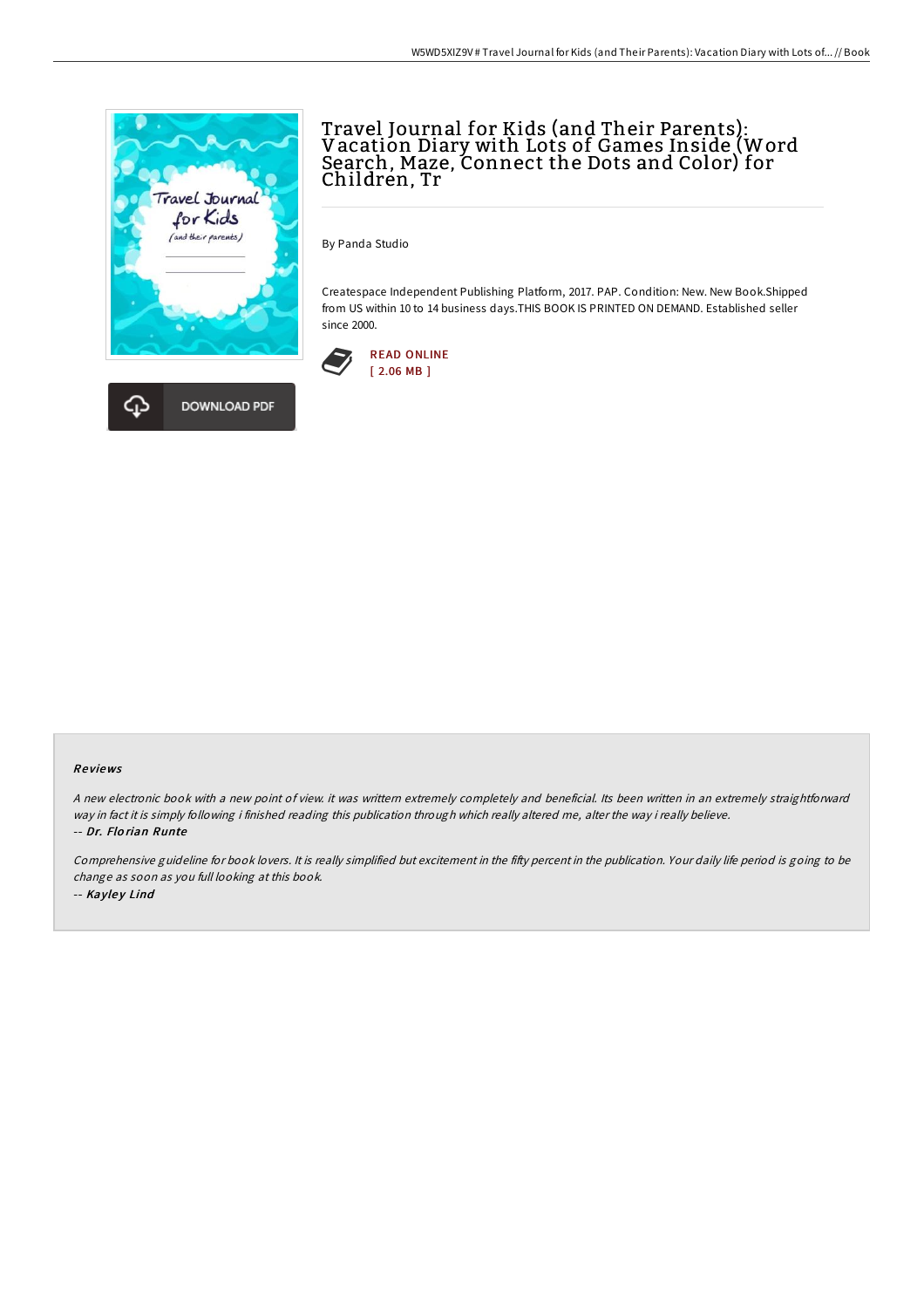# Travel Journal for Kids (and Their Parents): Vacation Diary with Lots of Games Inside (Word Search, Maze, Connect the Dots and Color) for Children, Tr

By Panda Studio

Createspace Independent Publishing Platform, 2017. PAP. Condition: New. New Book.Shipped from US within 10 to 14 business days.THIS BOOK IS PRINTED ON DEMAND. Established seller since 2000.

READ ONLINE
[ 2.06 MB ]

DOWNLOAD PDF

## Reviews

*A new electronic book with a new point of view. it was writtern extremely completely and beneficial. Its been written in an extremely straightforward way in fact it is simply following i finished reading this publication through which really altered me, alter the way i really believe.*
*-- Dr. Florian Runte*

*Comprehensive guideline for book lovers. It is really simplified but excitement in the fifty percent in the publication. Your daily life period is going to be change as soon as you full looking at this book.*
*-- Kayley Lind*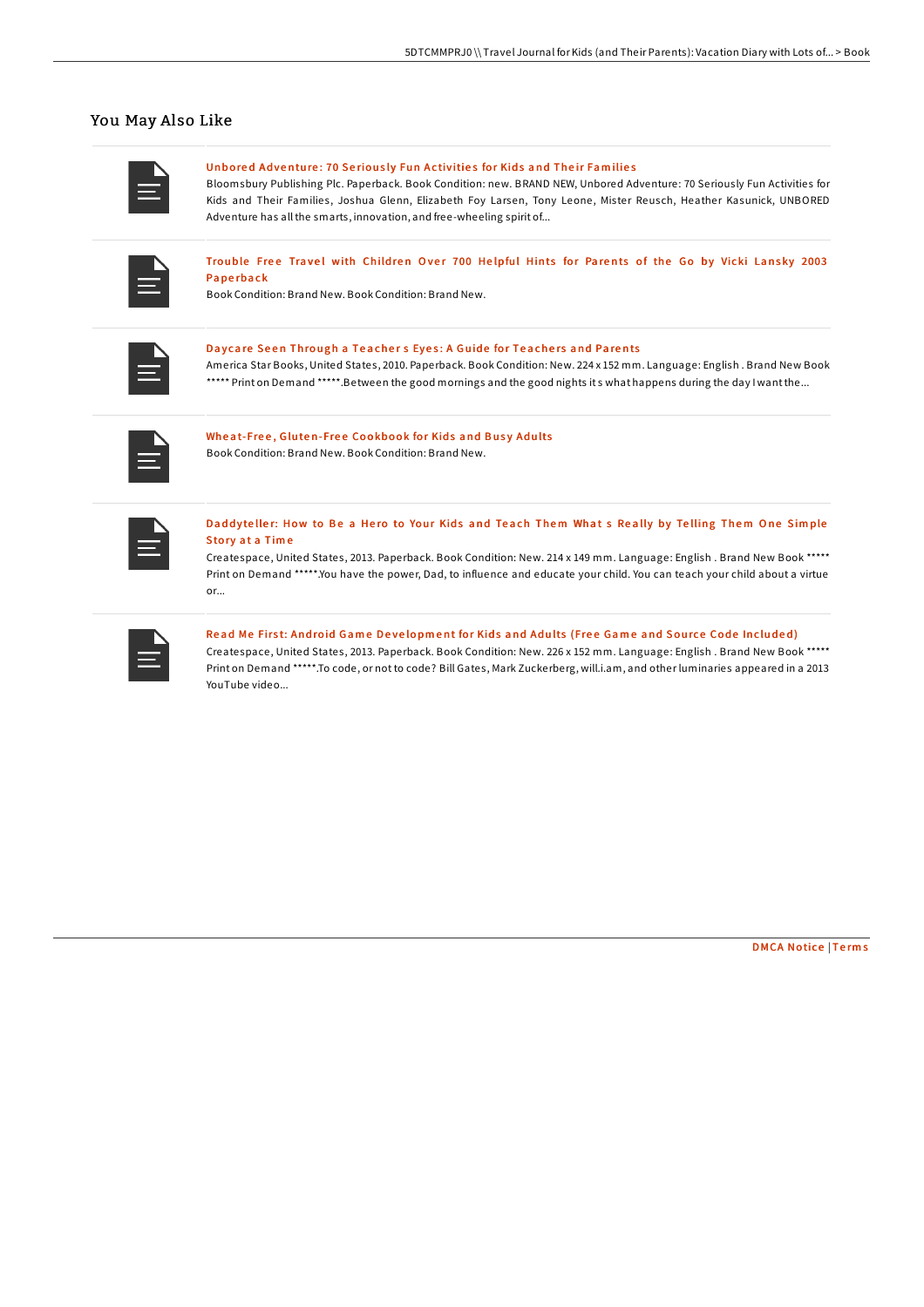## You May Also Like

**Unbored Adventure: 70 Seriously Fun Activities for Kids and Their Families**

Bloomsbury Publishing Plc. Paperback. Book Condition: new. BRAND NEW, Unbored Adventure: 70 Seriously Fun Activities for Kids and Their Families, Joshua Glenn, Elizabeth Foy Larsen, Tony Leone, Mister Reusch, Heather Kasunick, UNBORED Adventure has all the smarts, innovation, and free-wheeling spirit of...

**Trouble Free Travel with Children Over 700 Helpful Hints for Parents of the Go by Vicki Lansky 2003 Paperback**

Book Condition: Brand New. Book Condition: Brand New.

**Daycare Seen Through a Teacher s Eyes: A Guide for Teachers and Parents**

America Star Books, United States, 2010. Paperback. Book Condition: New. 224 x 152 mm. Language: English . Brand New Book ***** Print on Demand *****.Between the good mornings and the good nights it s what happens during the day I want the...

**Wheat-Free, Gluten-Free Cookbook for Kids and Busy Adults**

Book Condition: Brand New. Book Condition: Brand New.

**Daddyteller: How to Be a Hero to Your Kids and Teach Them What s Really by Telling Them One Simple Story at a Time**

Createspace, United States, 2013. Paperback. Book Condition: New. 214 x 149 mm. Language: English . Brand New Book ***** Print on Demand *****.You have the power, Dad, to influence and educate your child. You can teach your child about a virtue or...

**Read Me First: Android Game Development for Kids and Adults (Free Game and Source Code Included)**

Createspace, United States, 2013. Paperback. Book Condition: New. 226 x 152 mm. Language: English . Brand New Book ***** Print on Demand *****.To code, or not to code? Bill Gates, Mark Zuckerberg, will.i.am, and other luminaries appeared in a 2013 YouTube video...

DMCA Notice | Terms